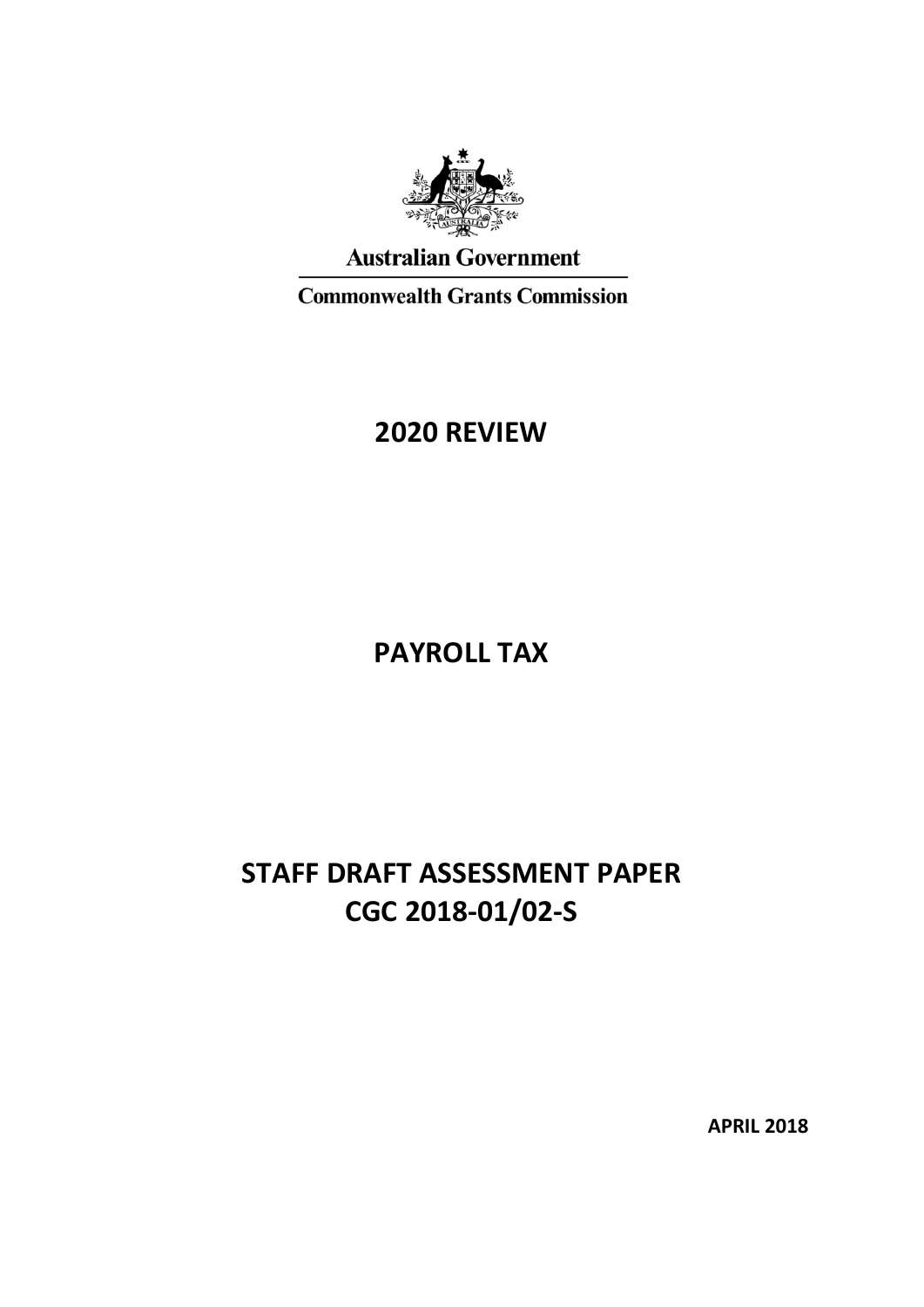**Australian Government**

**Commonwealth Grants Commission**

# 2020 REVIEW

# PAYROLL TAX

# STAFF DRAFT ASSESSMENT PAPER
# CGC 2018-01/02-S

**APRIL 2018**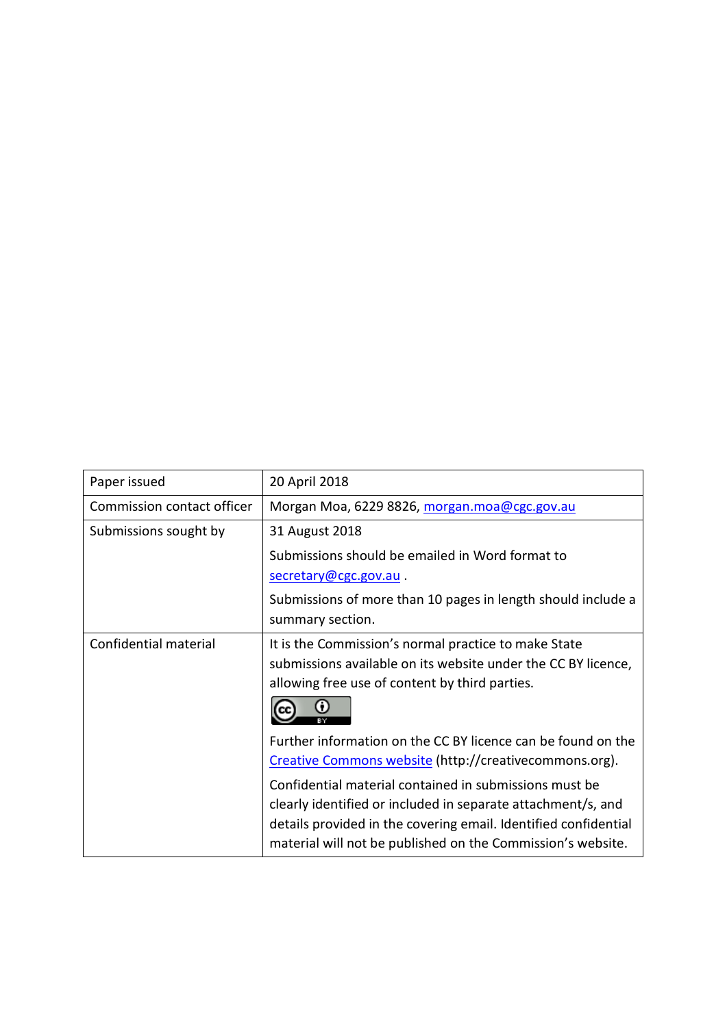| Paper issued | 20 April 2018 |
| --- | --- |
| Commission contact officer | Morgan Moa, 6229 8826, morgan.moa@cgc.gov.au |
| Submissions sought by | 31 August 2018<br><br>Submissions should be emailed in Word format to secretary@cgc.gov.au .<br><br>Submissions of more than 10 pages in length should include a summary section. |
| Confidential material | It is the Commission's normal practice to make State submissions available on its website under the CC BY licence, allowing free use of content by third parties.<br><br>Further information on the CC BY licence can be found on the Creative Commons website (http://creativecommons.org).<br><br>Confidential material contained in submissions must be clearly identified or included in separate attachment/s, and details provided in the covering email. Identified confidential material will not be published on the Commission's website. |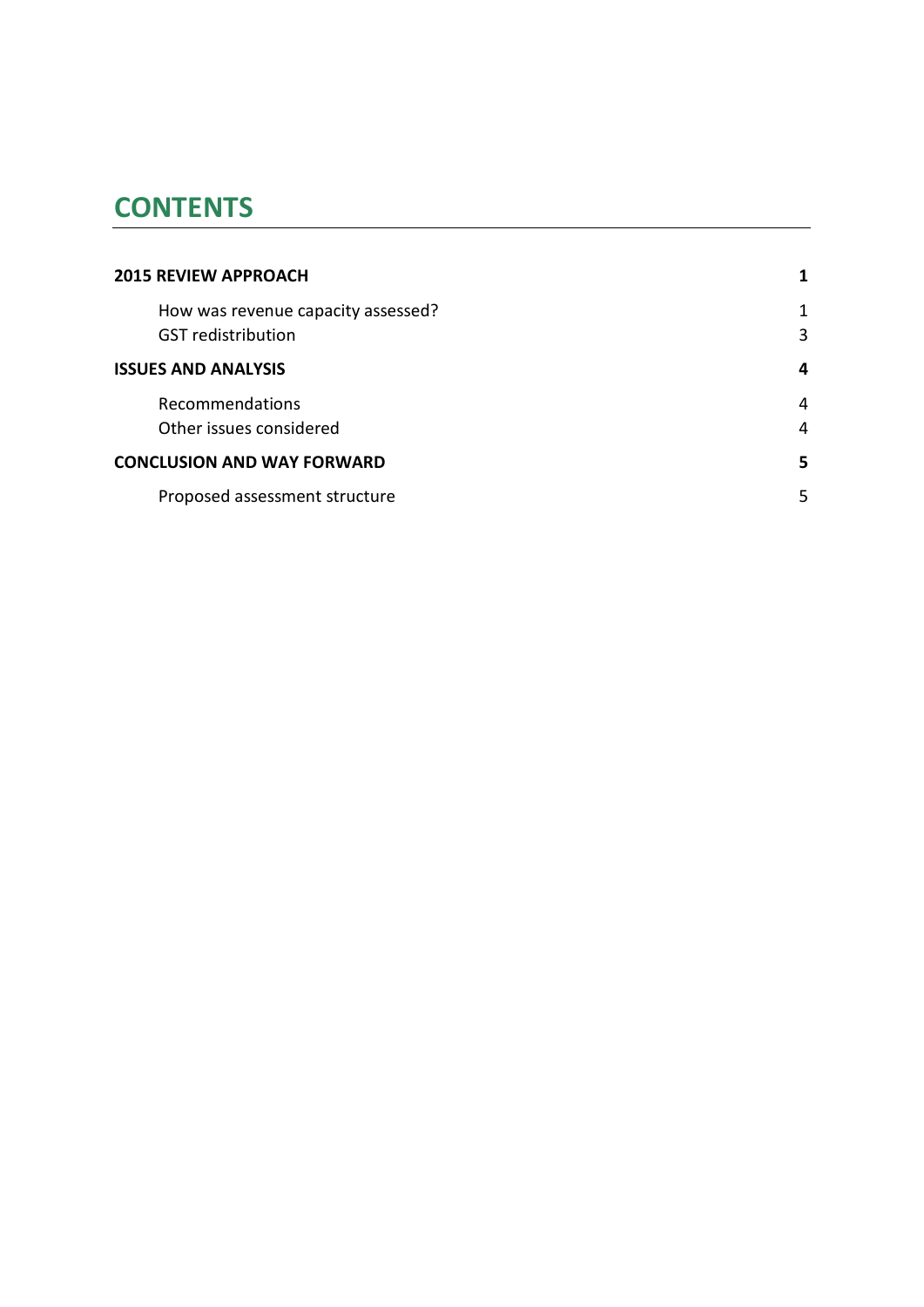# CONTENTS

| | |
|---|---|
| **2015 REVIEW APPROACH** | **1** |
| How was revenue capacity assessed? | 1 |
| GST redistribution | 3 |
| **ISSUES AND ANALYSIS** | **4** |
| Recommendations | 4 |
| Other issues considered | 4 |
| **CONCLUSION AND WAY FORWARD** | **5** |
| Proposed assessment structure | 5 |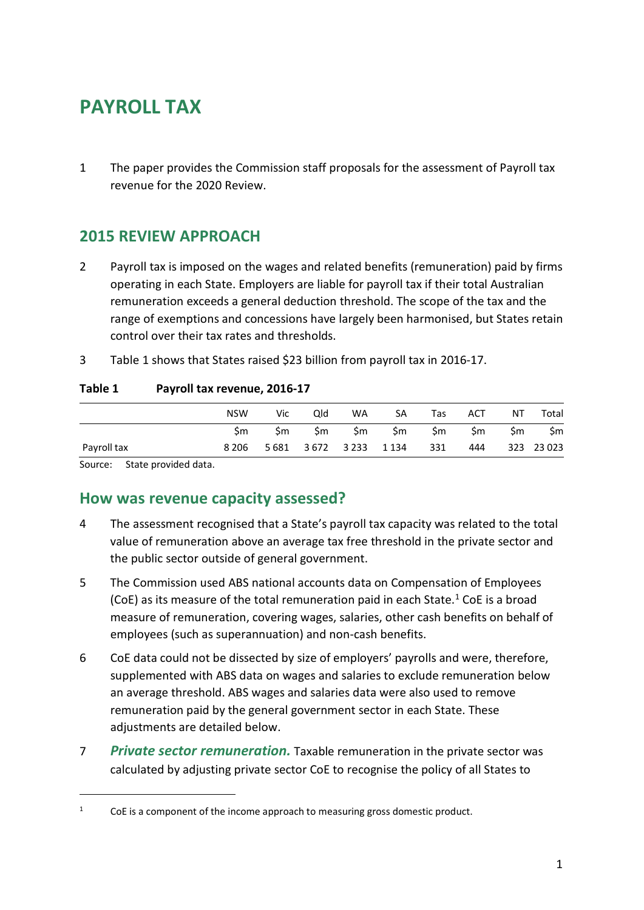# PAYROLL TAX

1 The paper provides the Commission staff proposals for the assessment of Payroll tax revenue for the 2020 Review.

## 2015 REVIEW APPROACH

2 Payroll tax is imposed on the wages and related benefits (remuneration) paid by firms operating in each State. Employers are liable for payroll tax if their total Australian remuneration exceeds a general deduction threshold. The scope of the tax and the range of exemptions and concessions have largely been harmonised, but States retain control over their tax rates and thresholds.

3 Table 1 shows that States raised $23 billion from payroll tax in 2016-17.

**Table 1 Payroll tax revenue, 2016-17**

| | NSW | Vic | Qld | WA | SA | Tas | ACT | NT | Total |
|---|---|---|---|---|---|---|---|---|---|
| | $m | $m | $m | $m | $m | $m | $m | $m | $m |
| Payroll tax | 8 206 | 5 681 | 3 672 | 3 233 | 1 134 | 331 | 444 | 323 | 23 023 |

Source: State provided data.

## How was revenue capacity assessed?

4 The assessment recognised that a State's payroll tax capacity was related to the total value of remuneration above an average tax free threshold in the private sector and the public sector outside of general government.

5 The Commission used ABS national accounts data on Compensation of Employees (CoE) as its measure of the total remuneration paid in each State.[1] CoE is a broad measure of remuneration, covering wages, salaries, other cash benefits on behalf of employees (such as superannuation) and non-cash benefits.

6 CoE data could not be dissected by size of employers' payrolls and were, therefore, supplemented with ABS data on wages and salaries to exclude remuneration below an average threshold. ABS wages and salaries data were also used to remove remuneration paid by the general government sector in each State. These adjustments are detailed below.

7 ***Private sector remuneration.*** Taxable remuneration in the private sector was calculated by adjusting private sector CoE to recognise the policy of all States to

[1] CoE is a component of the income approach to measuring gross domestic product.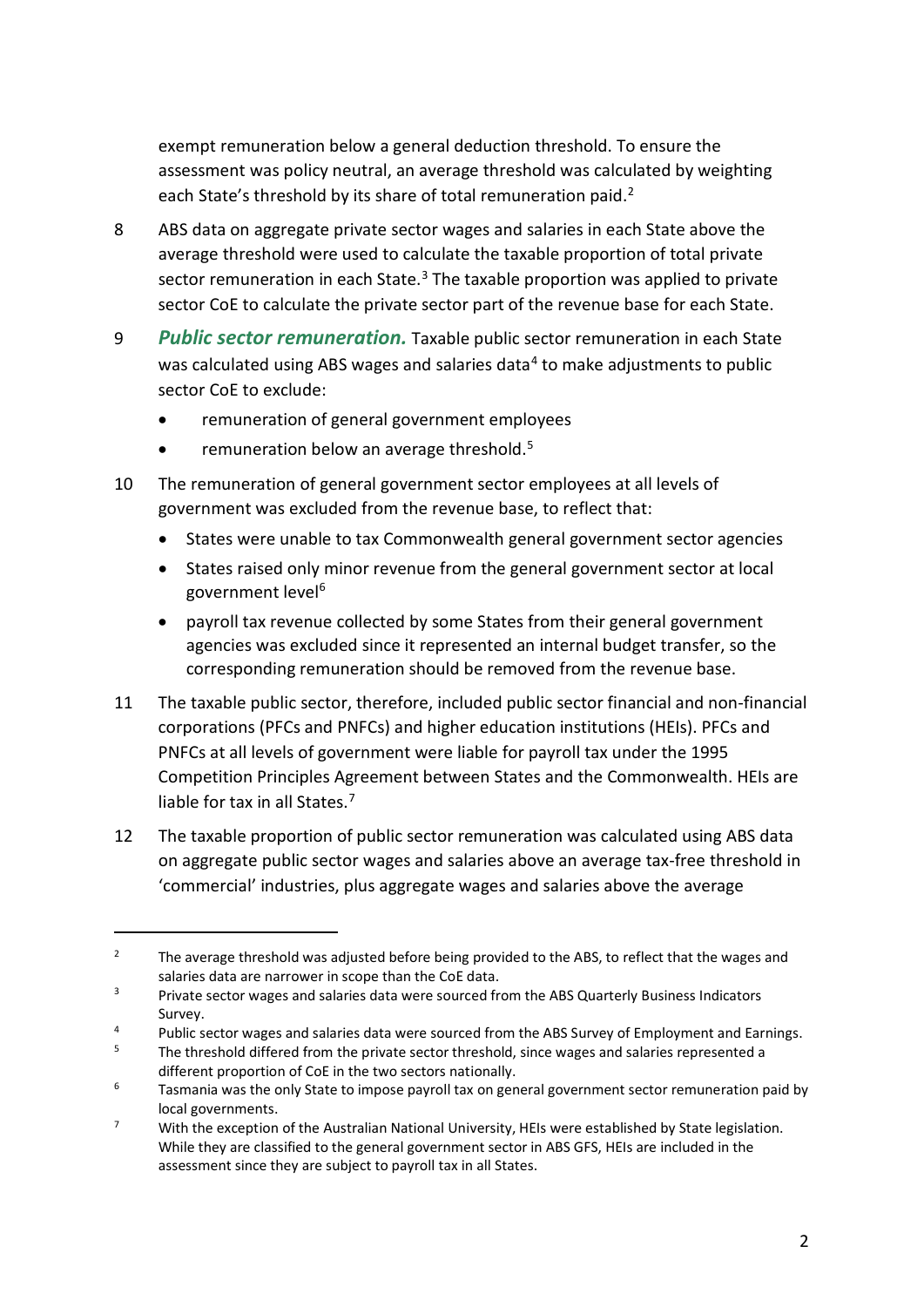exempt remuneration below a general deduction threshold. To ensure the assessment was policy neutral, an average threshold was calculated by weighting each State's threshold by its share of total remuneration paid.[2]

8 ABS data on aggregate private sector wages and salaries in each State above the average threshold were used to calculate the taxable proportion of total private sector remuneration in each State.[3] The taxable proportion was applied to private sector CoE to calculate the private sector part of the revenue base for each State.

9 ***Public sector remuneration.*** Taxable public sector remuneration in each State was calculated using ABS wages and salaries data[4] to make adjustments to public sector CoE to exclude:

- remuneration of general government employees
- remuneration below an average threshold.[5]

10 The remuneration of general government sector employees at all levels of government was excluded from the revenue base, to reflect that:

- States were unable to tax Commonwealth general government sector agencies
- States raised only minor revenue from the general government sector at local government level[6]
- payroll tax revenue collected by some States from their general government agencies was excluded since it represented an internal budget transfer, so the corresponding remuneration should be removed from the revenue base.

11 The taxable public sector, therefore, included public sector financial and non-financial corporations (PFCs and PNFCs) and higher education institutions (HEIs). PFCs and PNFCs at all levels of government were liable for payroll tax under the 1995 Competition Principles Agreement between States and the Commonwealth. HEIs are liable for tax in all States.[7]

12 The taxable proportion of public sector remuneration was calculated using ABS data on aggregate public sector wages and salaries above an average tax-free threshold in 'commercial' industries, plus aggregate wages and salaries above the average

---

[2] The average threshold was adjusted before being provided to the ABS, to reflect that the wages and salaries data are narrower in scope than the CoE data.

[3] Private sector wages and salaries data were sourced from the ABS Quarterly Business Indicators Survey.

[4] Public sector wages and salaries data were sourced from the ABS Survey of Employment and Earnings.

[5] The threshold differed from the private sector threshold, since wages and salaries represented a different proportion of CoE in the two sectors nationally.

[6] Tasmania was the only State to impose payroll tax on general government sector remuneration paid by local governments.

[7] With the exception of the Australian National University, HEIs were established by State legislation. While they are classified to the general government sector in ABS GFS, HEIs are included in the assessment since they are subject to payroll tax in all States.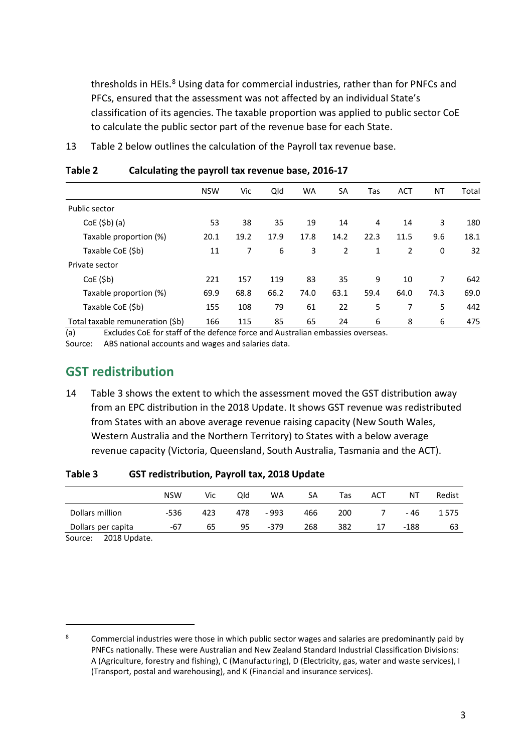thresholds in HEIs.[8] Using data for commercial industries, rather than for PNFCs and PFCs, ensured that the assessment was not affected by an individual State's classification of its agencies. The taxable proportion was applied to public sector CoE to calculate the public sector part of the revenue base for each State.

13 Table 2 below outlines the calculation of the Payroll tax revenue base.

**Table 2 Calculating the payroll tax revenue base, 2016-17**

| | NSW | Vic | Qld | WA | SA | Tas | ACT | NT | Total |
|---|---|---|---|---|---|---|---|---|---|
| Public sector | | | | | | | | | |
| CoE ($b) (a) | 53 | 38 | 35 | 19 | 14 | 4 | 14 | 3 | 180 |
| Taxable proportion (%) | 20.1 | 19.2 | 17.9 | 17.8 | 14.2 | 22.3 | 11.5 | 9.6 | 18.1 |
| Taxable CoE ($b) | 11 | 7 | 6 | 3 | 2 | 1 | 2 | 0 | 32 |
| Private sector | | | | | | | | | |
| CoE ($b) | 221 | 157 | 119 | 83 | 35 | 9 | 10 | 7 | 642 |
| Taxable proportion (%) | 69.9 | 68.8 | 66.2 | 74.0 | 63.1 | 59.4 | 64.0 | 74.3 | 69.0 |
| Taxable CoE ($b) | 155 | 108 | 79 | 61 | 22 | 5 | 7 | 5 | 442 |
| Total taxable remuneration ($b) | 166 | 115 | 85 | 65 | 24 | 6 | 8 | 6 | 475 |

(a) Excludes CoE for staff of the defence force and Australian embassies overseas.
Source: ABS national accounts and wages and salaries data.

## GST redistribution

14 Table 3 shows the extent to which the assessment moved the GST distribution away from an EPC distribution in the 2018 Update. It shows GST revenue was redistributed from States with an above average revenue raising capacity (New South Wales, Western Australia and the Northern Territory) to States with a below average revenue capacity (Victoria, Queensland, South Australia, Tasmania and the ACT).

**Table 3 GST redistribution, Payroll tax, 2018 Update**

| | NSW | Vic | Qld | WA | SA | Tas | ACT | NT | Redist |
|---|---|---|---|---|---|---|---|---|---|
| Dollars million | -536 | 423 | 478 | - 993 | 466 | 200 | 7 | - 46 | 1 575 |
| Dollars per capita | -67 | 65 | 95 | -379 | 268 | 382 | 17 | -188 | 63 |

Source: 2018 Update.

[8] Commercial industries were those in which public sector wages and salaries are predominantly paid by PNFCs nationally. These were Australian and New Zealand Standard Industrial Classification Divisions: A (Agriculture, forestry and fishing), C (Manufacturing), D (Electricity, gas, water and waste services), I (Transport, postal and warehousing), and K (Financial and insurance services).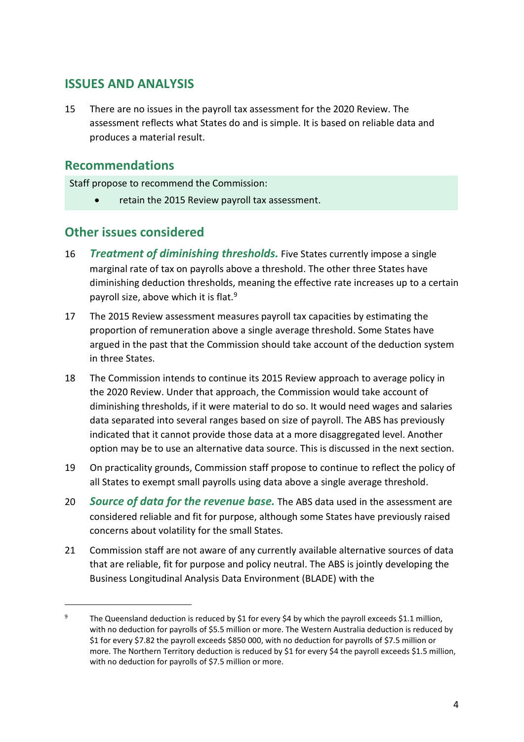## ISSUES AND ANALYSIS

15 There are no issues in the payroll tax assessment for the 2020 Review. The assessment reflects what States do and is simple. It is based on reliable data and produces a material result.

### Recommendations

Staff propose to recommend the Commission:

- retain the 2015 Review payroll tax assessment.

### Other issues considered

16 ***Treatment of diminishing thresholds.*** Five States currently impose a single marginal rate of tax on payrolls above a threshold. The other three States have diminishing deduction thresholds, meaning the effective rate increases up to a certain payroll size, above which it is flat.[9]

17 The 2015 Review assessment measures payroll tax capacities by estimating the proportion of remuneration above a single average threshold. Some States have argued in the past that the Commission should take account of the deduction system in three States.

18 The Commission intends to continue its 2015 Review approach to average policy in the 2020 Review. Under that approach, the Commission would take account of diminishing thresholds, if it were material to do so. It would need wages and salaries data separated into several ranges based on size of payroll. The ABS has previously indicated that it cannot provide those data at a more disaggregated level. Another option may be to use an alternative data source. This is discussed in the next section.

19 On practicality grounds, Commission staff propose to continue to reflect the policy of all States to exempt small payrolls using data above a single average threshold.

20 ***Source of data for the revenue base.*** The ABS data used in the assessment are considered reliable and fit for purpose, although some States have previously raised concerns about volatility for the small States.

21 Commission staff are not aware of any currently available alternative sources of data that are reliable, fit for purpose and policy neutral. The ABS is jointly developing the Business Longitudinal Analysis Data Environment (BLADE) with the

---

[9] The Queensland deduction is reduced by $1 for every $4 by which the payroll exceeds $1.1 million, with no deduction for payrolls of $5.5 million or more. The Western Australia deduction is reduced by $1 for every $7.82 the payroll exceeds $850 000, with no deduction for payrolls of $7.5 million or more. The Northern Territory deduction is reduced by $1 for every $4 the payroll exceeds $1.5 million, with no deduction for payrolls of $7.5 million or more.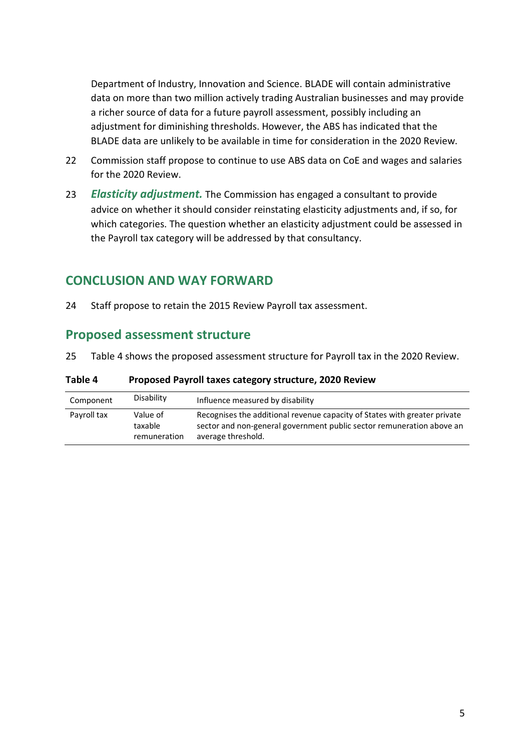Department of Industry, Innovation and Science. BLADE will contain administrative data on more than two million actively trading Australian businesses and may provide a richer source of data for a future payroll assessment, possibly including an adjustment for diminishing thresholds. However, the ABS has indicated that the BLADE data are unlikely to be available in time for consideration in the 2020 Review.

22 Commission staff propose to continue to use ABS data on CoE and wages and salaries for the 2020 Review.

23 ***Elasticity adjustment.*** The Commission has engaged a consultant to provide advice on whether it should consider reinstating elasticity adjustments and, if so, for which categories. The question whether an elasticity adjustment could be assessed in the Payroll tax category will be addressed by that consultancy.

## CONCLUSION AND WAY FORWARD

24 Staff propose to retain the 2015 Review Payroll tax assessment.

## Proposed assessment structure

25 Table 4 shows the proposed assessment structure for Payroll tax in the 2020 Review.

**Table 4 Proposed Payroll taxes category structure, 2020 Review**

| Component | Disability | Influence measured by disability |
|---|---|---|
| Payroll tax | Value of taxable remuneration | Recognises the additional revenue capacity of States with greater private sector and non-general government public sector remuneration above an average threshold. |